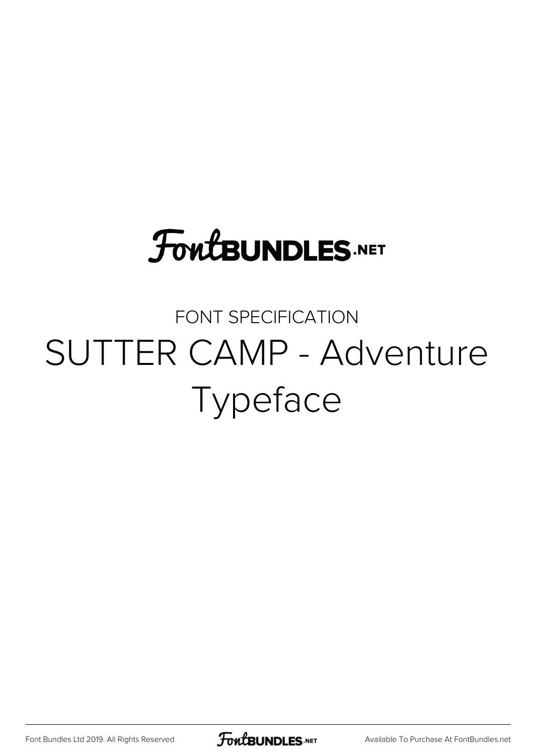FontBUNDLES.NET

FONT SPECIFICATION

# SUTTER CAMP - Adventure Typeface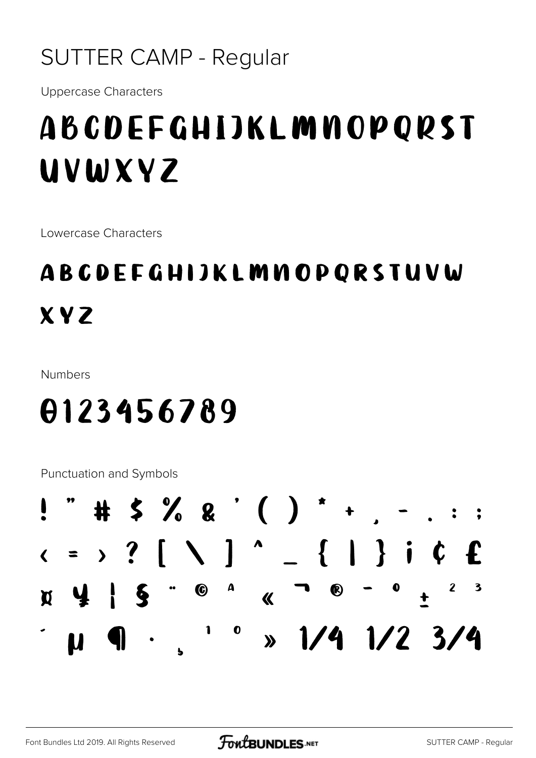# SUTTER CAMP - Regular

Uppercase Characters

ABCDEFGHIJKLMNOPQRST
UVWXYZ

Lowercase Characters

ABCDEFGHIJKLMNOPQRSTUVW
XYZ

Numbers

0123456789

Punctuation and Symbols

! " # $ % & ' ( ) * + , - . : ;
< = > ? [ \ ] ^ _ { | } ¡ ¢ £
¤ ¥ ¦ § ¨ © ª « ¬ ® ¯ ° ± ² ³
´ µ ¶ · ¸ ¹ º » 1/4 1/2 3/4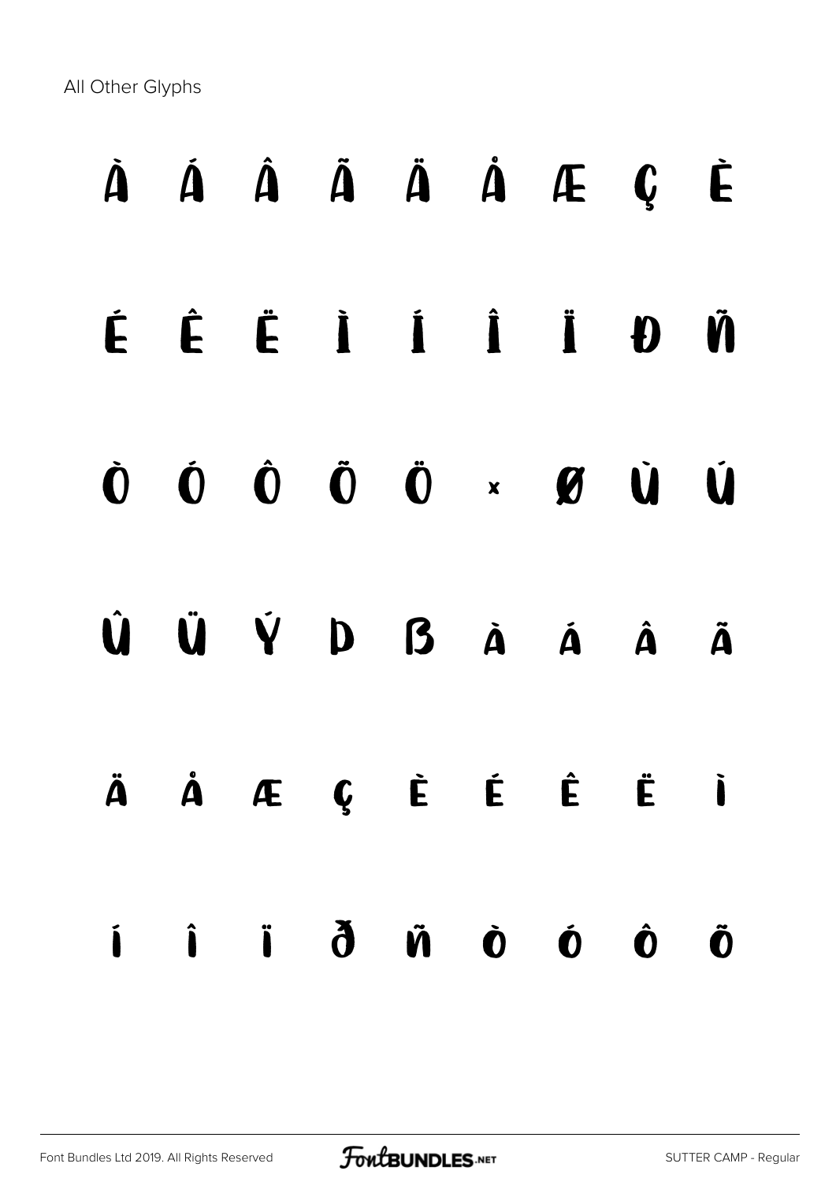All Other Glyphs

À Á Â Ã Ä Å Æ Ç È

É Ê Ë Ì Í Î Ï Ð Ñ

Ò Ó Ô Õ Ö × Ø Ù Ú

Û Ü Ý Þ ß à á â ã

ä å æ ç è é ê ë ì

í î ï ð ñ ò ó ô õ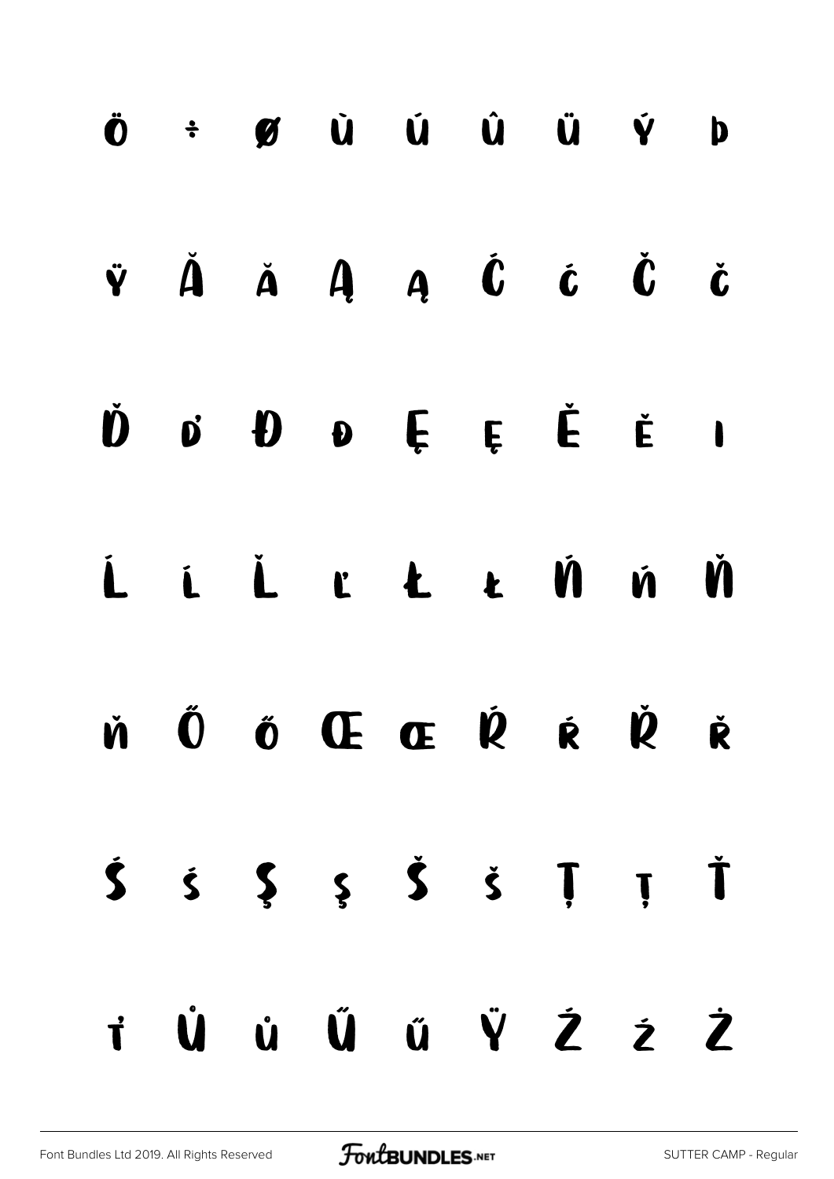Ö ÷ ø Ù Ú Û Ü Ý Þ

Ÿ Ă ă Ą ą Ć ć Č č

Ď ď Đ đ Ę ę Ě ě ı

Ĺ ĺ Ľ ľ Ł ł Ń ń Ň

ň Ő ő Œ œ Ŕ ŕ Ř ř

Ś ś Ş ş Š š Ţ ţ Ť

ť Ů ů Ű ű Ÿ Ź ź Ż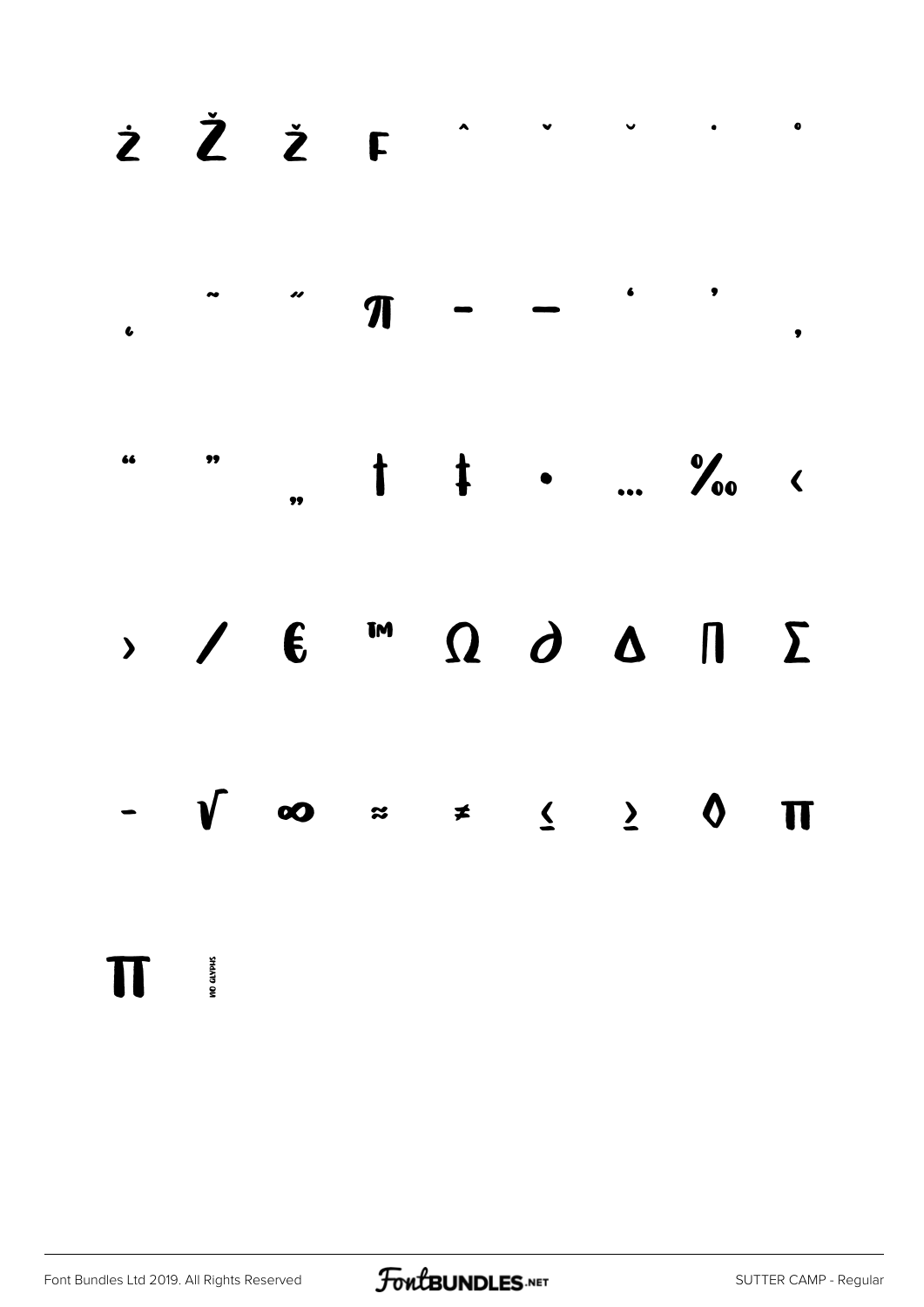ż Ž ž F ˆ ˇ ˘ ˙ ˚

˛ ˜ ˝ π – — ' ' ‚

" " „ † ‡ • … ‰ ‹

› ⁄ € ™ Ω ∂ ∆ ∏ ∑

− √ ∞ ≈ ≠ ≤ ≥ ◊ π

π NO GLYPHS